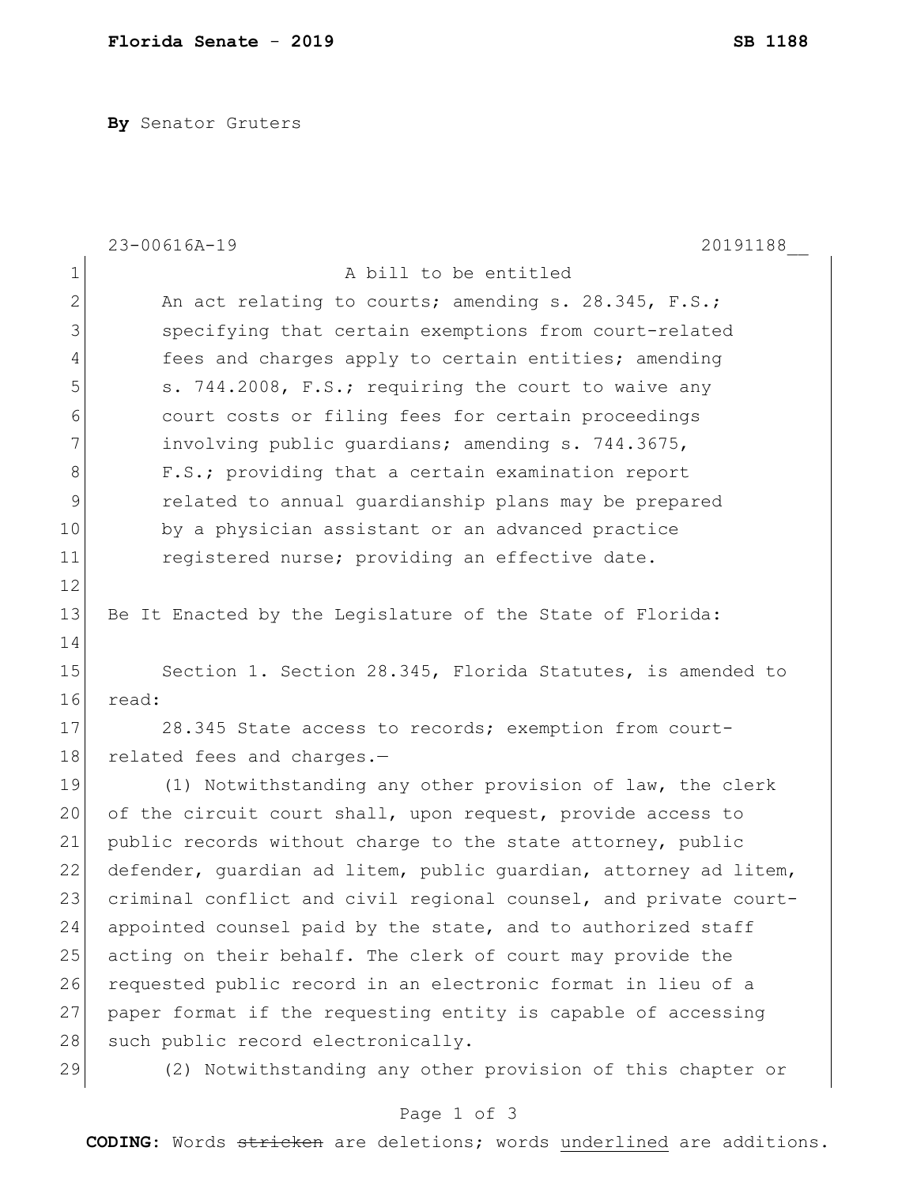**Florida Senate** - **2019** **SB 1188**

**By** Senator Gruters

23-00616A-19 20191188__

1 A bill to be entitled
2 An act relating to courts; amending s. 28.345, F.S.;
3 specifying that certain exemptions from court-related
4 fees and charges apply to certain entities; amending
5 s. 744.2008, F.S.; requiring the court to waive any
6 court costs or filing fees for certain proceedings
7 involving public guardians; amending s. 744.3675,
8 F.S.; providing that a certain examination report
9 related to annual guardianship plans may be prepared
10 by a physician assistant or an advanced practice
11 registered nurse; providing an effective date.
12
13 Be It Enacted by the Legislature of the State of Florida:
14
15 Section 1. Section 28.345, Florida Statutes, is amended to
16 read:
17 28.345 State access to records; exemption from court-
18 related fees and charges.—
19 (1) Notwithstanding any other provision of law, the clerk
20 of the circuit court shall, upon request, provide access to
21 public records without charge to the state attorney, public
22 defender, guardian ad litem, public guardian, attorney ad litem,
23 criminal conflict and civil regional counsel, and private court-
24 appointed counsel paid by the state, and to authorized staff
25 acting on their behalf. The clerk of court may provide the
26 requested public record in an electronic format in lieu of a
27 paper format if the requesting entity is capable of accessing
28 such public record electronically.
29 (2) Notwithstanding any other provision of this chapter or

**CODING:** Words ~~stricken~~ are deletions; words <u>underlined</u> are additions.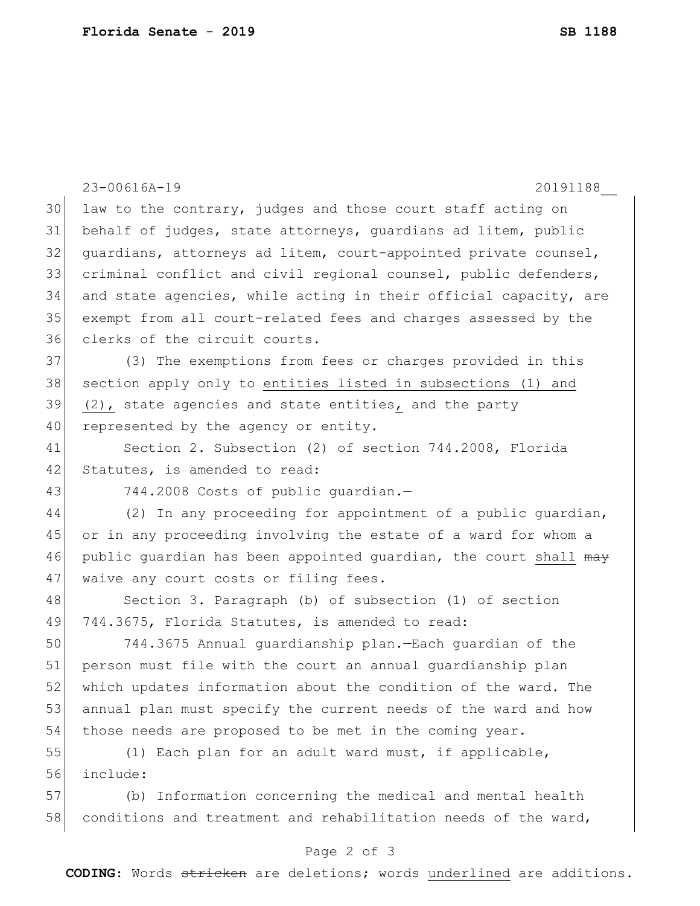law to the contrary, judges and those court staff acting on behalf of judges, state attorneys, guardians ad litem, public guardians, attorneys ad litem, court-appointed private counsel, criminal conflict and civil regional counsel, public defenders, and state agencies, while acting in their official capacity, are exempt from all court-related fees and charges assessed by the clerks of the circuit courts.

(3) The exemptions from fees or charges provided in this section apply only to <u>entities listed in subsections (1) and (2),</u> state agencies and state entities<u>,</u> and the party represented by the agency or entity.

Section 2. Subsection (2) of section 744.2008, Florida Statutes, is amended to read:

744.2008 Costs of public guardian.—

(2) In any proceeding for appointment of a public guardian, or in any proceeding involving the estate of a ward for whom a public guardian has been appointed guardian, the court <u>shall</u> ~~may~~ waive any court costs or filing fees.

Section 3. Paragraph (b) of subsection (1) of section 744.3675, Florida Statutes, is amended to read:

744.3675 Annual guardianship plan.—Each guardian of the person must file with the court an annual guardianship plan which updates information about the condition of the ward. The annual plan must specify the current needs of the ward and how those needs are proposed to be met in the coming year.

(1) Each plan for an adult ward must, if applicable, include:

(b) Information concerning the medical and mental health conditions and treatment and rehabilitation needs of the ward,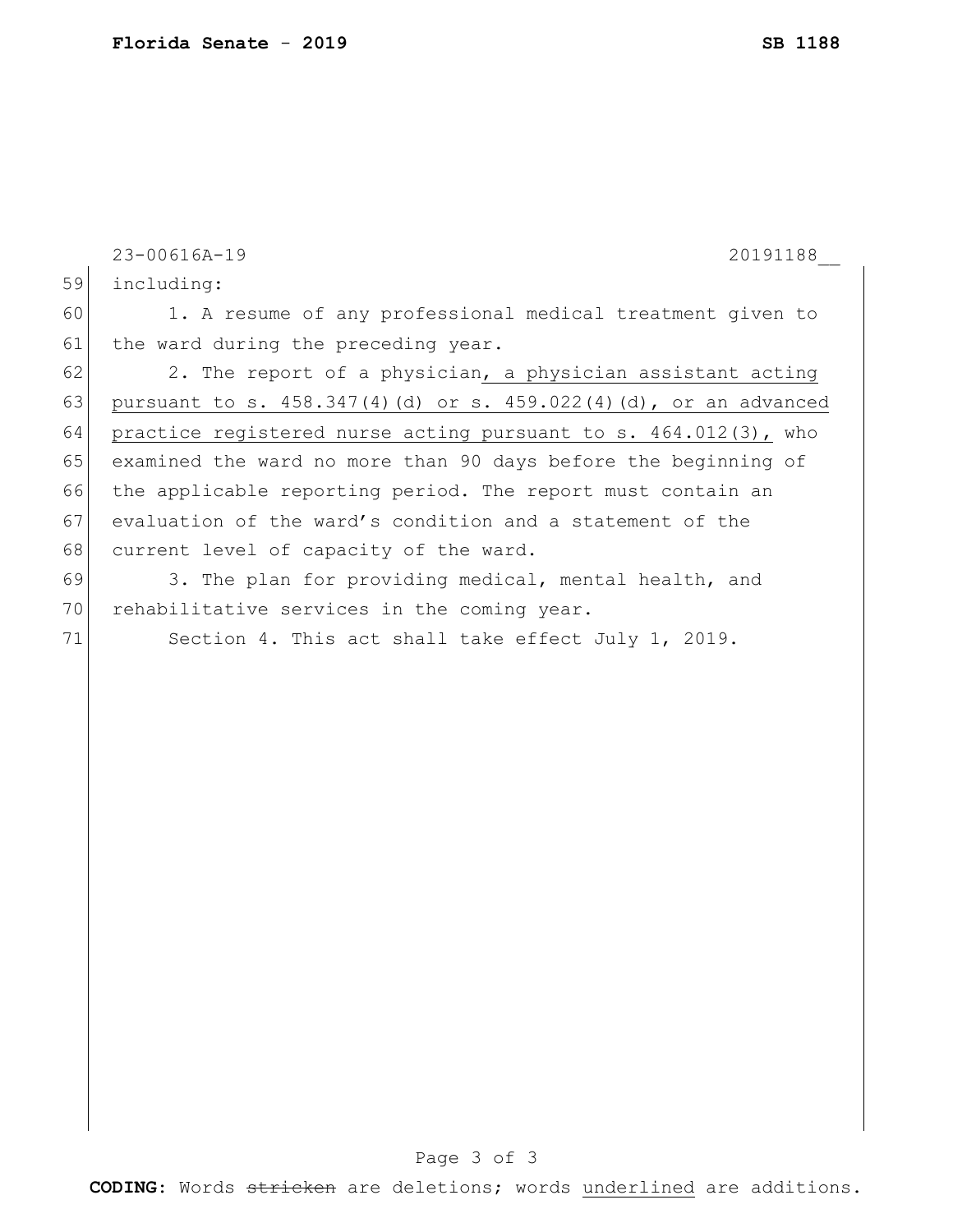23-00616A-19 20191188__

59 including:

60 1. A resume of any professional medical treatment given to
61 the ward during the preceding year.

62 2. The report of a physician<u>, a physician assistant acting</u>
63 <u>pursuant to s. 458.347(4)(d) or s. 459.022(4)(d), or an advanced</u>
64 <u>practice registered nurse acting pursuant to s. 464.012(3),</u> who
65 examined the ward no more than 90 days before the beginning of
66 the applicable reporting period. The report must contain an
67 evaluation of the ward's condition and a statement of the
68 current level of capacity of the ward.

69 3. The plan for providing medical, mental health, and
70 rehabilitative services in the coming year.

71 Section 4. This act shall take effect July 1, 2019.

**CODING:** Words ~~stricken~~ are deletions; words <u>underlined</u> are additions.